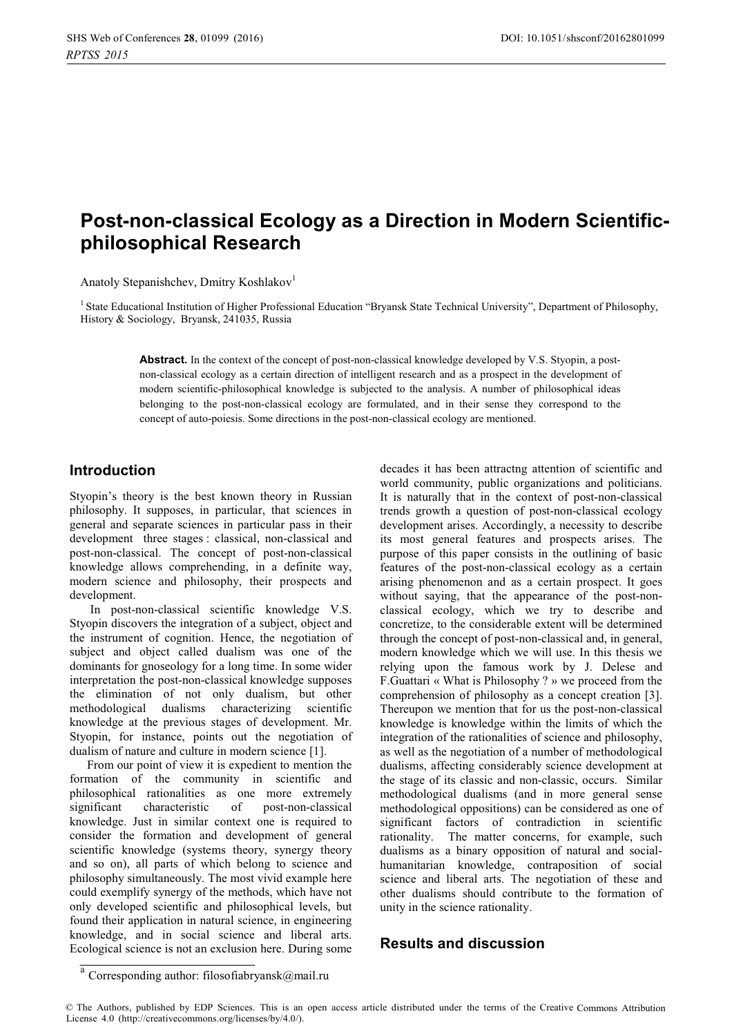# Post-non-classical Ecology as a Direction in Modern Scientific-philosophical Research

Anatoly Stepanishchev, Dmitry Koshlakov[1]

[1] State Educational Institution of Higher Professional Education "Bryansk State Technical University", Department of Philosophy, History & Sociology, Bryansk, 241035, Russia

**Abstract.** In the context of the concept of post-non-classical knowledge developed by V.S. Styopin, a post-non-classical ecology as a certain direction of intelligent research and as a prospect in the development of modern scientific-philosophical knowledge is subjected to the analysis. A number of philosophical ideas belonging to the post-non-classical ecology are formulated, and in their sense they correspond to the concept of auto-poiesis. Some directions in the post-non-classical ecology are mentioned.

## Introduction

Styopin's theory is the best known theory in Russian philosophy. It supposes, in particular, that sciences in general and separate sciences in particular pass in their development three stages : classical, non-classical and post-non-classical. The concept of post-non-classical knowledge allows comprehending, in a definite way, modern science and philosophy, their prospects and development.

In post-non-classical scientific knowledge V.S. Styopin discovers the integration of a subject, object and the instrument of cognition. Hence, the negotiation of subject and object called dualism was one of the dominants for gnoseology for a long time. In some wider interpretation the post-non-classical knowledge supposes the elimination of not only dualism, but other methodological dualisms characterizing scientific knowledge at the previous stages of development. Mr. Styopin, for instance, points out the negotiation of dualism of nature and culture in modern science [1].

From our point of view it is expedient to mention the formation of the community in scientific and philosophical rationalities as one more extremely significant characteristic of post-non-classical knowledge. Just in similar context one is required to consider the formation and development of general scientific knowledge (systems theory, synergy theory and so on), all parts of which belong to science and philosophy simultaneously. The most vivid example here could exemplify synergy of the methods, which have not only developed scientific and philosophical levels, but found their application in natural science, in engineering knowledge, and in social science and liberal arts. Ecological science is not an exclusion here. During some decades it has been attractng attention of scientific and world community, public organizations and politicians. It is naturally that in the context of post-non-classical trends growth a question of post-non-classical ecology development arises. Accordingly, a necessity to describe its most general features and prospects arises. The purpose of this paper consists in the outlining of basic features of the post-non-classical ecology as a certain arising phenomenon and as a certain prospect. It goes without saying, that the appearance of the post-non-classical ecology, which we try to describe and concretize, to the considerable extent will be determined through the concept of post-non-classical and, in general, modern knowledge which we will use. In this thesis we relying upon the famous work by J. Delese and F.Guattari « What is Philosophy ? » we proceed from the comprehension of philosophy as a concept creation [3]. Thereupon we mention that for us the post-non-classical knowledge is knowledge within the limits of which the integration of the rationalities of science and philosophy, as well as the negotiation of a number of methodological dualisms, affecting considerably science development at the stage of its classic and non-classic, occurs. Similar methodological dualisms (and in more general sense methodological oppositions) can be considered as one of significant factors of contradiction in scientific rationality. The matter concerns, for example, such dualisms as a binary opposition of natural and social-humanitarian knowledge, contraposition of social science and liberal arts. The negotiation of these and other dualisms should contribute to the formation of unity in the science rationality.

## Results and discussion

[a] Corresponding author: filosofiabryansk@mail.ru

© The Authors, published by EDP Sciences. This is an open access article distributed under the terms of the Creative Commons Attribution License 4.0 (http://creativecommons.org/licenses/by/4.0/).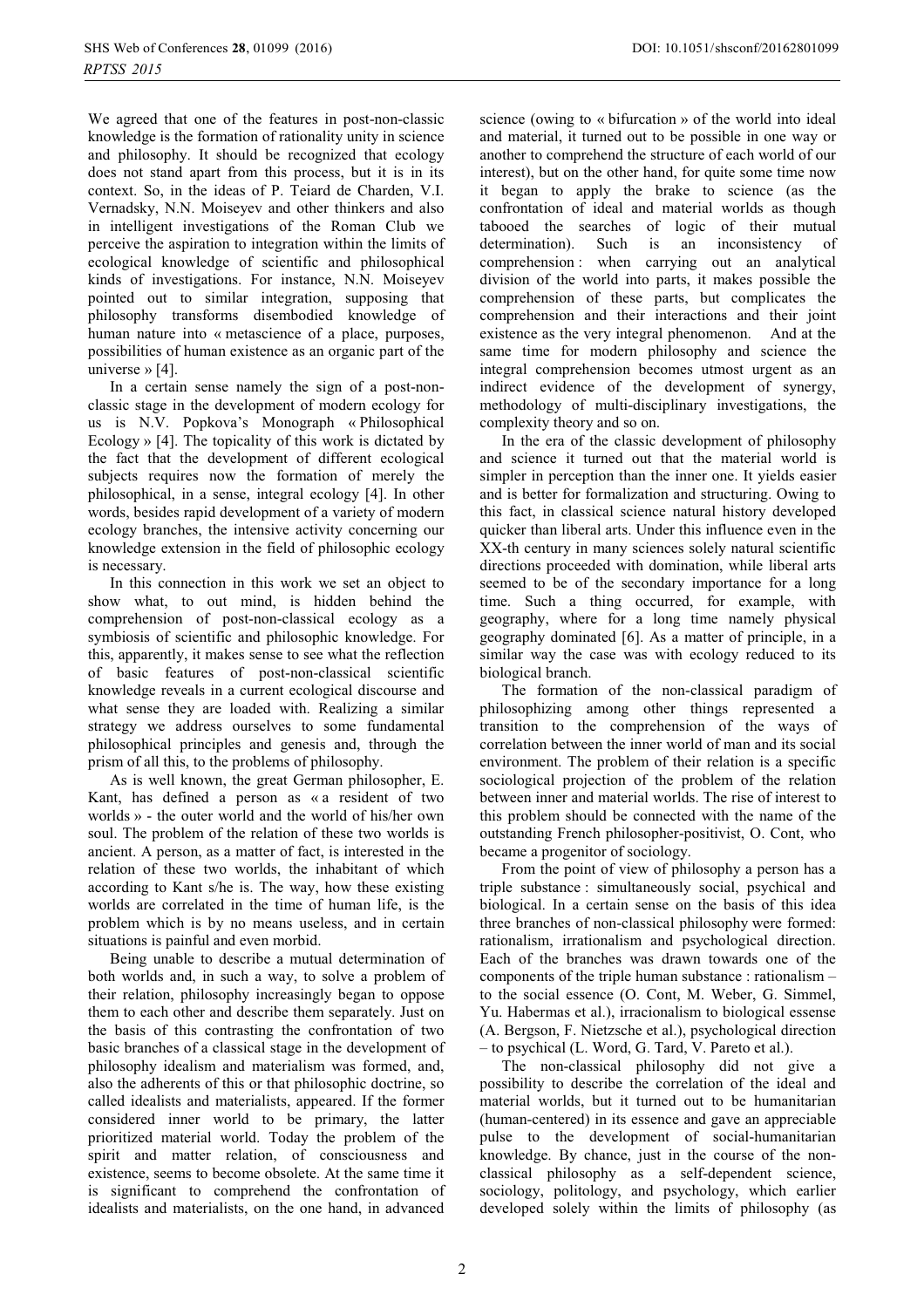We agreed that one of the features in post-non-classic knowledge is the formation of rationality unity in science and philosophy. It should be recognized that ecology does not stand apart from this process, but it is in its context. So, in the ideas of P. Teiard de Charden, V.I. Vernadsky, N.N. Moiseyev and other thinkers and also in intelligent investigations of the Roman Club we perceive the aspiration to integration within the limits of ecological knowledge of scientific and philosophical kinds of investigations. For instance, N.N. Moiseyev pointed out to similar integration, supposing that philosophy transforms disembodied knowledge of human nature into « metascience of a place, purposes, possibilities of human existence as an organic part of the universe » [4].

In a certain sense namely the sign of a post-non-classic stage in the development of modern ecology for us is N.V. Popkova's Monograph « Philosophical Ecology » [4]. The topicality of this work is dictated by the fact that the development of different ecological subjects requires now the formation of merely the philosophical, in a sense, integral ecology [4]. In other words, besides rapid development of a variety of modern ecology branches, the intensive activity concerning our knowledge extension in the field of philosophic ecology is necessary.

In this connection in this work we set an object to show what, to out mind, is hidden behind the comprehension of post-non-classical ecology as a symbiosis of scientific and philosophic knowledge. For this, apparently, it makes sense to see what the reflection of basic features of post-non-classical scientific knowledge reveals in a current ecological discourse and what sense they are loaded with. Realizing a similar strategy we address ourselves to some fundamental philosophical principles and genesis and, through the prism of all this, to the problems of philosophy.

As is well known, the great German philosopher, E. Kant, has defined a person as « a resident of two worlds » - the outer world and the world of his/her own soul. The problem of the relation of these two worlds is ancient. A person, as a matter of fact, is interested in the relation of these two worlds, the inhabitant of which according to Kant s/he is. The way, how these existing worlds are correlated in the time of human life, is the problem which is by no means useless, and in certain situations is painful and even morbid.

Being unable to describe a mutual determination of both worlds and, in such a way, to solve a problem of their relation, philosophy increasingly began to oppose them to each other and describe them separately. Just on the basis of this contrasting the confrontation of two basic branches of a classical stage in the development of philosophy idealism and materialism was formed, and, also the adherents of this or that philosophic doctrine, so called idealists and materialists, appeared. If the former considered inner world to be primary, the latter prioritized material world. Today the problem of the spirit and matter relation, of consciousness and existence, seems to become obsolete. At the same time it is significant to comprehend the confrontation of idealists and materialists, on the one hand, in advanced science (owing to « bifurcation » of the world into ideal and material, it turned out to be possible in one way or another to comprehend the structure of each world of our interest), but on the other hand, for quite some time now it began to apply the brake to science (as the confrontation of ideal and material worlds as though tabooed the searches of logic of their mutual determination). Such is an inconsistency of comprehension : when carrying out an analytical division of the world into parts, it makes possible the comprehension of these parts, but complicates the comprehension and their interactions and their joint existence as the very integral phenomenon. And at the same time for modern philosophy and science the integral comprehension becomes utmost urgent as an indirect evidence of the development of synergy, methodology of multi-disciplinary investigations, the complexity theory and so on.

In the era of the classic development of philosophy and science it turned out that the material world is simpler in perception than the inner one. It yields easier and is better for formalization and structuring. Owing to this fact, in classical science natural history developed quicker than liberal arts. Under this influence even in the XX-th century in many sciences solely natural scientific directions proceeded with domination, while liberal arts seemed to be of the secondary importance for a long time. Such a thing occurred, for example, with geography, where for a long time namely physical geography dominated [6]. As a matter of principle, in a similar way the case was with ecology reduced to its biological branch.

The formation of the non-classical paradigm of philosophizing among other things represented a transition to the comprehension of the ways of correlation between the inner world of man and its social environment. The problem of their relation is a specific sociological projection of the problem of the relation between inner and material worlds. The rise of interest to this problem should be connected with the name of the outstanding French philosopher-positivist, O. Cont, who became a progenitor of sociology.

From the point of view of philosophy a person has a triple substance : simultaneously social, psychical and biological. In a certain sense on the basis of this idea three branches of non-classical philosophy were formed: rationalism, irrationalism and psychological direction. Each of the branches was drawn towards one of the components of the triple human substance : rationalism – to the social essence (O. Cont, M. Weber, G. Simmel, Yu. Habermas et al.), irracionalism to biological essense (A. Bergson, F. Nietzsche et al.), psychological direction – to psychical (L. Word, G. Tard, V. Pareto et al.).

The non-classical philosophy did not give a possibility to describe the correlation of the ideal and material worlds, but it turned out to be humanitarian (human-centered) in its essence and gave an appreciable pulse to the development of social-humanitarian knowledge. By chance, just in the course of the non-classical philosophy as a self-dependent science, sociology, politology, and psychology, which earlier developed solely within the limits of philosophy (as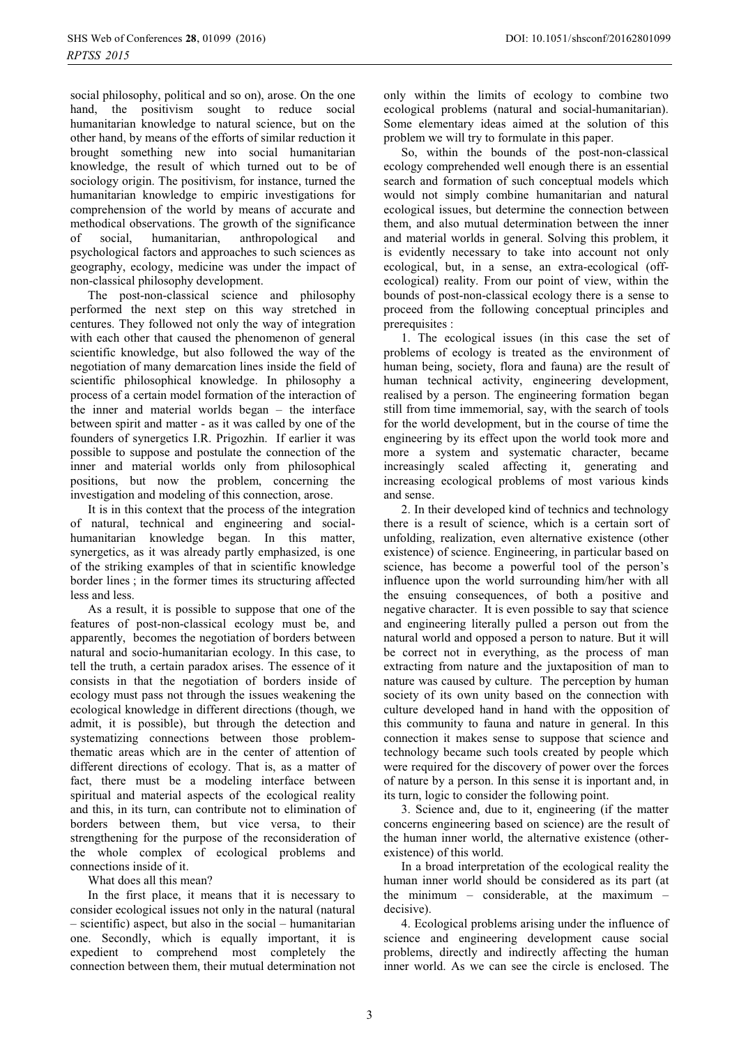social philosophy, political and so on), arose. On the one hand, the positivism sought to reduce social humanitarian knowledge to natural science, but on the other hand, by means of the efforts of similar reduction it brought something new into social humanitarian knowledge, the result of which turned out to be of sociology origin. The positivism, for instance, turned the humanitarian knowledge to empiric investigations for comprehension of the world by means of accurate and methodical observations. The growth of the significance of social, humanitarian, anthropological and psychological factors and approaches to such sciences as geography, ecology, medicine was under the impact of non-classical philosophy development.

The post-non-classical science and philosophy performed the next step on this way stretched in centures. They followed not only the way of integration with each other that caused the phenomenon of general scientific knowledge, but also followed the way of the negotiation of many demarcation lines inside the field of scientific philosophical knowledge. In philosophy a process of a certain model formation of the interaction of the inner and material worlds began – the interface between spirit and matter - as it was called by one of the founders of synergetics I.R. Prigozhin. If earlier it was possible to suppose and postulate the connection of the inner and material worlds only from philosophical positions, but now the problem, concerning the investigation and modeling of this connection, arose.

It is in this context that the process of the integration of natural, technical and engineering and social-humanitarian knowledge began. In this matter, synergetics, as it was already partly emphasized, is one of the striking examples of that in scientific knowledge border lines ; in the former times its structuring affected less and less.

As a result, it is possible to suppose that one of the features of post-non-classical ecology must be, and apparently, becomes the negotiation of borders between natural and socio-humanitarian ecology. In this case, to tell the truth, a certain paradox arises. The essence of it consists in that the negotiation of borders inside of ecology must pass not through the issues weakening the ecological knowledge in different directions (though, we admit, it is possible), but through the detection and systematizing connections between those problem-thematic areas which are in the center of attention of different directions of ecology. That is, as a matter of fact, there must be a modeling interface between spiritual and material aspects of the ecological reality and this, in its turn, can contribute not to elimination of borders between them, but vice versa, to their strengthening for the purpose of the reconsideration of the whole complex of ecological problems and connections inside of it.

What does all this mean?

In the first place, it means that it is necessary to consider ecological issues not only in the natural (natural – scientific) aspect, but also in the social – humanitarian one. Secondly, which is equally important, it is expedient to comprehend most completely the connection between them, their mutual determination not only within the limits of ecology to combine two ecological problems (natural and social-humanitarian). Some elementary ideas aimed at the solution of this problem we will try to formulate in this paper.

So, within the bounds of the post-non-classical ecology comprehended well enough there is an essential search and formation of such conceptual models which would not simply combine humanitarian and natural ecological issues, but determine the connection between them, and also mutual determination between the inner and material worlds in general. Solving this problem, it is evidently necessary to take into account not only ecological, but, in a sense, an extra-ecological (off-ecological) reality. From our point of view, within the bounds of post-non-classical ecology there is a sense to proceed from the following conceptual principles and prerequisites :

1. The ecological issues (in this case the set of problems of ecology is treated as the environment of human being, society, flora and fauna) are the result of human technical activity, engineering development, realised by a person. The engineering formation began still from time immemorial, say, with the search of tools for the world development, but in the course of time the engineering by its effect upon the world took more and more a system and systematic character, became increasingly scaled affecting it, generating and increasing ecological problems of most various kinds and sense.

2. In their developed kind of technics and technology there is a result of science, which is a certain sort of unfolding, realization, even alternative existence (other existence) of science. Engineering, in particular based on science, has become a powerful tool of the person's influence upon the world surrounding him/her with all the ensuing consequences, of both a positive and negative character. It is even possible to say that science and engineering literally pulled a person out from the natural world and opposed a person to nature. But it will be correct not in everything, as the process of man extracting from nature and the juxtaposition of man to nature was caused by culture. The perception by human society of its own unity based on the connection with culture developed hand in hand with the opposition of this community to fauna and nature in general. In this connection it makes sense to suppose that science and technology became such tools created by people which were required for the discovery of power over the forces of nature by a person. In this sense it is inportant and, in its turn, logic to consider the following point.

3. Science and, due to it, engineering (if the matter concerns engineering based on science) are the result of the human inner world, the alternative existence (other-existence) of this world.

In a broad interpretation of the ecological reality the human inner world should be considered as its part (at the minimum – considerable, at the maximum – decisive).

4. Ecological problems arising under the influence of science and engineering development cause social problems, directly and indirectly affecting the human inner world. As we can see the circle is enclosed. The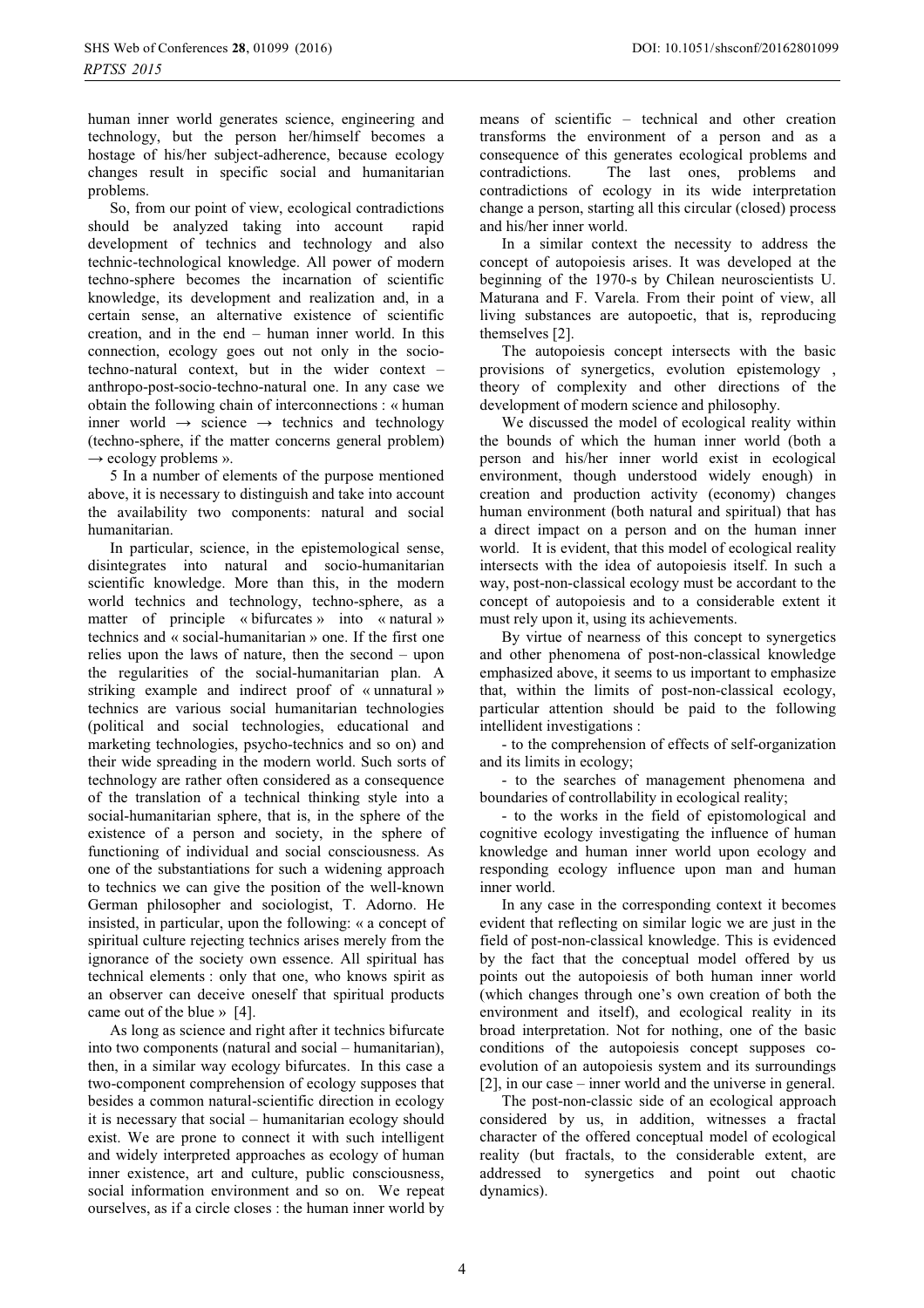human inner world generates science, engineering and technology, but the person her/himself becomes a hostage of his/her subject-adherence, because ecology changes result in specific social and humanitarian problems.

So, from our point of view, ecological contradictions should be analyzed taking into account rapid development of technics and technology and also technic-technological knowledge. All power of modern techno-sphere becomes the incarnation of scientific knowledge, its development and realization and, in a certain sense, an alternative existence of scientific creation, and in the end – human inner world. In this connection, ecology goes out not only in the socio-techno-natural context, but in the wider context – anthropo-post-socio-techno-natural one. In any case we obtain the following chain of interconnections : « human inner world → science → technics and technology (techno-sphere, if the matter concerns general problem) → ecology problems ».

5 In a number of elements of the purpose mentioned above, it is necessary to distinguish and take into account the availability two components: natural and social humanitarian.

In particular, science, in the epistemological sense, disintegrates into natural and socio-humanitarian scientific knowledge. More than this, in the modern world technics and technology, techno-sphere, as a matter of principle « bifurcates » into « natural » technics and « social-humanitarian » one. If the first one relies upon the laws of nature, then the second – upon the regularities of the social-humanitarian plan. A striking example and indirect proof of « unnatural » technics are various social humanitarian technologies (political and social technologies, educational and marketing technologies, psycho-technics and so on) and their wide spreading in the modern world. Such sorts of technology are rather often considered as a consequence of the translation of a technical thinking style into a social-humanitarian sphere, that is, in the sphere of the existence of a person and society, in the sphere of functioning of individual and social consciousness. As one of the substantiations for such a widening approach to technics we can give the position of the well-known German philosopher and sociologist, T. Adorno. He insisted, in particular, upon the following: « a concept of spiritual culture rejecting technics arises merely from the ignorance of the society own essence. All spiritual has technical elements : only that one, who knows spirit as an observer can deceive oneself that spiritual products came out of the blue » [4].

As long as science and right after it technics bifurcate into two components (natural and social – humanitarian), then, in a similar way ecology bifurcates. In this case a two-component comprehension of ecology supposes that besides a common natural-scientific direction in ecology it is necessary that social – humanitarian ecology should exist. We are prone to connect it with such intelligent and widely interpreted approaches as ecology of human inner existence, art and culture, public consciousness, social information environment and so on. We repeat ourselves, as if a circle closes : the human inner world by means of scientific – technical and other creation transforms the environment of a person and as a consequence of this generates ecological problems and contradictions. The last ones, problems and contradictions of ecology in its wide interpretation change a person, starting all this circular (closed) process and his/her inner world.

In a similar context the necessity to address the concept of autopoiesis arises. It was developed at the beginning of the 1970-s by Chilean neuroscientists U. Maturana and F. Varela. From their point of view, all living substances are autopoetic, that is, reproducing themselves [2].

The autopoiesis concept intersects with the basic provisions of synergetics, evolution epistemology , theory of complexity and other directions of the development of modern science and philosophy.

We discussed the model of ecological reality within the bounds of which the human inner world (both a person and his/her inner world exist in ecological environment, though understood widely enough) in creation and production activity (economy) changes human environment (both natural and spiritual) that has a direct impact on a person and on the human inner world. It is evident, that this model of ecological reality intersects with the idea of autopoiesis itself. In such a way, post-non-classical ecology must be accordant to the concept of autopoiesis and to a considerable extent it must rely upon it, using its achievements.

By virtue of nearness of this concept to synergetics and other phenomena of post-non-classical knowledge emphasized above, it seems to us important to emphasize that, within the limits of post-non-classical ecology, particular attention should be paid to the following intellident investigations :

- to the comprehension of effects of self-organization and its limits in ecology;
- to the searches of management phenomena and boundaries of controllability in ecological reality;
- to the works in the field of epistomological and cognitive ecology investigating the influence of human knowledge and human inner world upon ecology and responding ecology influence upon man and human inner world.

In any case in the corresponding context it becomes evident that reflecting on similar logic we are just in the field of post-non-classical knowledge. This is evidenced by the fact that the conceptual model offered by us points out the autopoiesis of both human inner world (which changes through one's own creation of both the environment and itself), and ecological reality in its broad interpretation. Not for nothing, one of the basic conditions of the autopoiesis concept supposes co-evolution of an autopoiesis system and its surroundings [2], in our case – inner world and the universe in general.

The post-non-classic side of an ecological approach considered by us, in addition, witnesses a fractal character of the offered conceptual model of ecological reality (but fractals, to the considerable extent, are addressed to synergetics and point out chaotic dynamics).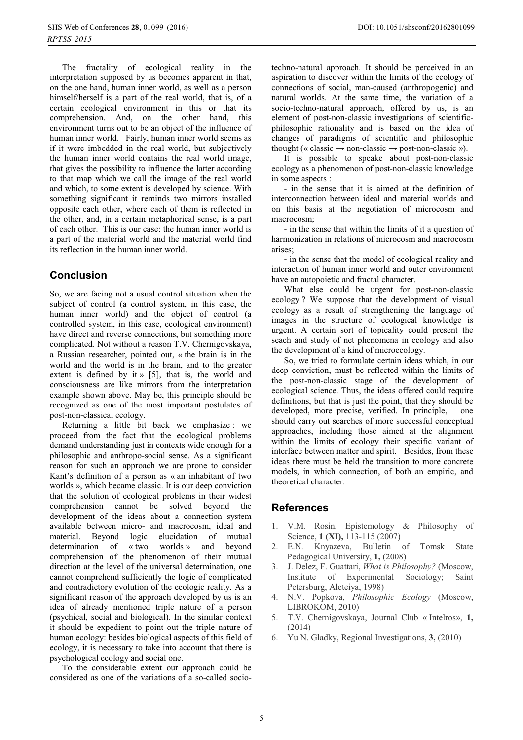The fractality of ecological reality in the interpretation supposed by us becomes apparent in that, on the one hand, human inner world, as well as a person himself/herself is a part of the real world, that is, of a certain ecological environment in this or that its comprehension. And, on the other hand, this environment turns out to be an object of the influence of human inner world. Fairly, human inner world seems as if it were imbedded in the real world, but subjectively the human inner world contains the real world image, that gives the possibility to influence the latter according to that map which we call the image of the real world and which, to some extent is developed by science. With something significant it reminds two mirrors installed opposite each other, where each of them is reflected in the other, and, in a certain metaphorical sense, is a part of each other. This is our case: the human inner world is a part of the material world and the material world find its reflection in the human inner world.

## Conclusion

So, we are facing not a usual control situation when the subject of control (a control system, in this case, the human inner world) and the object of control (a controlled system, in this case, ecological environment) have direct and reverse connections, but something more complicated. Not without a reason T.V. Chernigovskaya, a Russian researcher, pointed out, « the brain is in the world and the world is in the brain, and to the greater extent is defined by it » [5], that is, the world and consciousness are like mirrors from the interpretation example shown above. May be, this principle should be recognized as one of the most important postulates of post-non-classical ecology.

Returning a little bit back we emphasize : we proceed from the fact that the ecological problems demand understanding just in contexts wide enough for a philosophic and anthropo-social sense. As a significant reason for such an approach we are prone to consider Kant's definition of a person as « an inhabitant of two worlds », which became classic. It is our deep conviction that the solution of ecological problems in their widest comprehension cannot be solved beyond the development of the ideas about a connection system available between micro- and macrocosm, ideal and material. Beyond logic elucidation of mutual determination of « two worlds » and beyond comprehension of the phenomenon of their mutual direction at the level of the universal determination, one cannot comprehend sufficiently the logic of complicated and contradictory evolution of the ecologic reality. As a significant reason of the approach developed by us is an idea of already mentioned triple nature of a person (psychical, social and biological). In the similar context it should be expedient to point out the triple nature of human ecology: besides biological aspects of this field of ecology, it is necessary to take into account that there is psychological ecology and social one.

To the considerable extent our approach could be considered as one of the variations of a so-called socio-techno-natural approach. It should be perceived in an aspiration to discover within the limits of the ecology of connections of social, man-caused (anthropogenic) and natural worlds. At the same time, the variation of a socio-techno-natural approach, offered by us, is an element of post-non-classic investigations of scientific-philosophic rationality and is based on the idea of changes of paradigms of scientific and philosophic thought (« classic → non-classic → post-non-classic »).

It is possible to speake about post-non-classic ecology as a phenomenon of post-non-classic knowledge in some aspects :

- in the sense that it is aimed at the definition of interconnection between ideal and material worlds and on this basis at the negotiation of microcosm and macrocosm;
- in the sense that within the limits of it a question of harmonization in relations of microcosm and macrocosm arises;
- in the sense that the model of ecological reality and interaction of human inner world and outer environment have an autopoietic and fractal character.

What else could be urgent for post-non-classic ecology ? We suppose that the development of visual ecology as a result of strengthening the language of images in the structure of ecological knowledge is urgent. A certain sort of topicality could present the seach and study of net phenomena in ecology and also the development of a kind of microecology.

So, we tried to formulate certain ideas which, in our deep conviction, must be reflected within the limits of the post-non-classic stage of the development of ecological science. Thus, the ideas offered could require definitions, but that is just the point, that they should be developed, more precise, verified. In principle, one should carry out searches of more successful conceptual approaches, including those aimed at the alignment within the limits of ecology their specific variant of interface between matter and spirit. Besides, from these ideas there must be held the transition to more concrete models, in which connection, of both an empiric, and theoretical character.

## References

1. V.M. Rosin, Epistemology & Philosophy of Science, **1 (XI),** 113-115 (2007)
2. E.N. Knyazeva, Bulletin of Tomsk State Pedagogical University, **1,** (2008)
3. J. Delez, F. Guattari, *What is Philosophy?* (Moscow, Institute of Experimental Sociology; Saint Petersburg, Aleteiya, 1998)
4. N.V. Popkova, *Philosophic Ecology* (Moscow, LIBROKOM, 2010)
5. T.V. Chernigovskaya, Journal Club « Intelros», **1,** (2014)
6. Yu.N. Gladky, Regional Investigations, **3,** (2010)